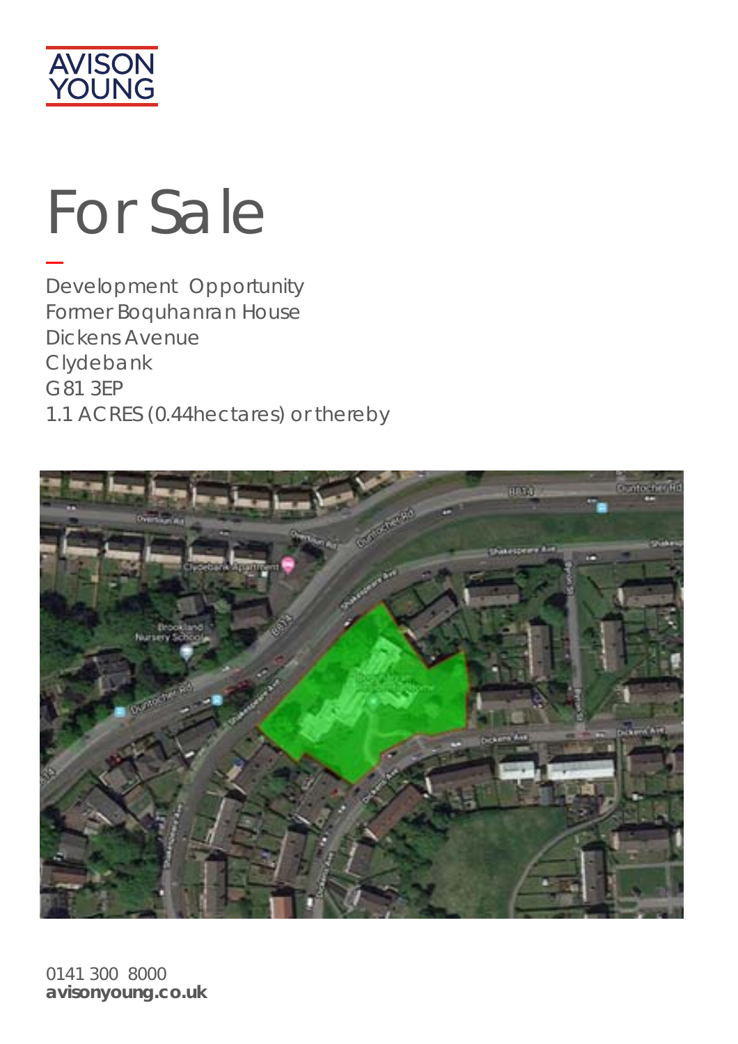AVISON YOUNG

# For Sale

Development Opportunity
Former Boquhanran House
Dickens Avenue
Clydebank
G81 3EP
1.1 ACRES (0.44hectares) or thereby

0141 300 8000
**avisonyoung.co.uk**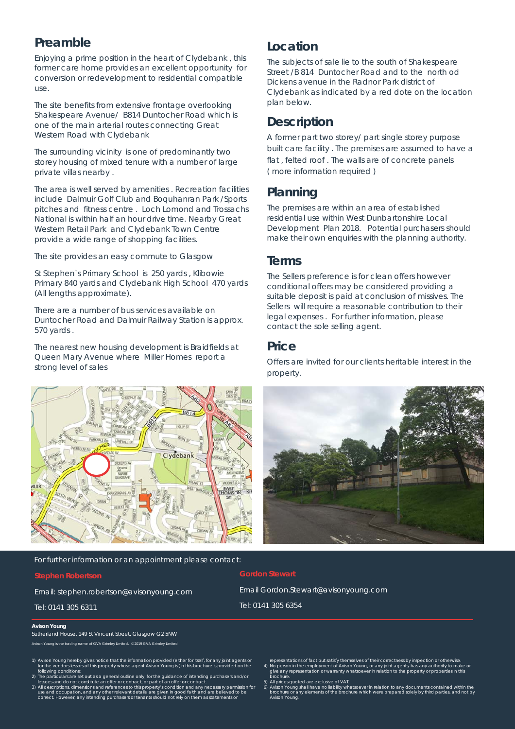## Preamble

Enjoying a prime position in the heart of Clydebank , this former care home provides an excellent opportunity for conversion or redevelopment to residential compatible use.

The site benefits from extensive frontage overlooking Shakespeare Avenue/ B814 Duntocher Road which is one of the main arterial routes connecting Great Western Road with Clydebank

The surrounding vicinity is one of predominantly two storey housing of mixed tenure with a number of large private villas nearby .

The area is well served by amenities . Recreation facilities include Dalmuir Golf Club and Boquhanran Park /Sports pitches and fitness centre . Loch Lomond and Trossachs National is within half an hour drive time. Nearby Great Western Retail Park and Clydebank Town Centre provide a wide range of shopping facilities.

The site provides an easy commute to Glasgow

St Stephen`s Primary School is 250 yards , Klibowie Primary 840 yards and Clydebank High School 470 yards (All lengths approximate).

There are a number of bus services available on Duntocher Road and Dalmuir Railway Station is approx. 570 yards .

The nearest new housing development is Braidfields at Queen Mary Avenue where Miller Homes report a strong level of sales

## Location

The subjects of sale lie to the south of Shakespeare Street /B 814 Duntocher Road and to the north od Dickens avenue in the Radnor Park district of Clydebank as indicated by a red dote on the location plan below.

## Description

A former part two storey/ part single storey purpose built care facility . The premises are assumed to have a flat , felted roof . The walls are of concrete panels ( more information required )

## Planning

The premises are within an area of established residential use within West Dunbartonshire Local Development Plan 2018. Potential purchasers should make their own enquiries with the planning authority.

## Terms

The Sellers preference is for clean offers however conditional offers may be considered providing a suitable deposit is paid at conclusion of missives. The Sellers will require a reasonable contribution to their legal expenses . For further information, please contact the sole selling agent.

## Price

Offers are invited for our clients heritable interest in the property.

For further information or an appointment please contact:

**Stephen Robertson**

Email: stephen.robertson@avisonyoung.com

Tel: 0141 305 6311

**Gordon Stewart**

Email Gordon.Stewart@avisonyoung.com

Tel: 0141 305 6354

**Avison Young**

Sutherland House, 149 St Vincent Street, Glasgow G2 5NW

Avison Young is the trading name of GVA Grimley Limited. © 2019 GVA Grimley Limited

1) Avison Young hereby gives notice that the information provided (either for itself, for any joint agents or for the vendors lessors of this property whose agent Avison Young is )in this brochure is provided on the following conditions:
2) The particulars are set out as a general outline only, for the guidance of intending purchasers and/or lessees and do not constitute an offer or contract, or part of an offer or contract.
3) All descriptions, dimensions and references to this property's condition and any necessary permission for use and occupation, and any other relevant details, are given in good faith and are believed to be correct. However, any intending purchasers or tenants should not rely on them as statements or representations of fact but satisfy themselves of their correctness by inspection or otherwise.
4) No person in the employment of Avison Young, or any joint agents, has any authority to make or give any representation or warranty whatsoever in relation to the property or properties in this brochure.
5) All prices quoted are exclusive of VAT.
6) Avison Young shall have no liability whatsoever in relation to any documents contained within the brochure or any elements of the brochure which were prepared solely by third parties, and not by Avison Young.